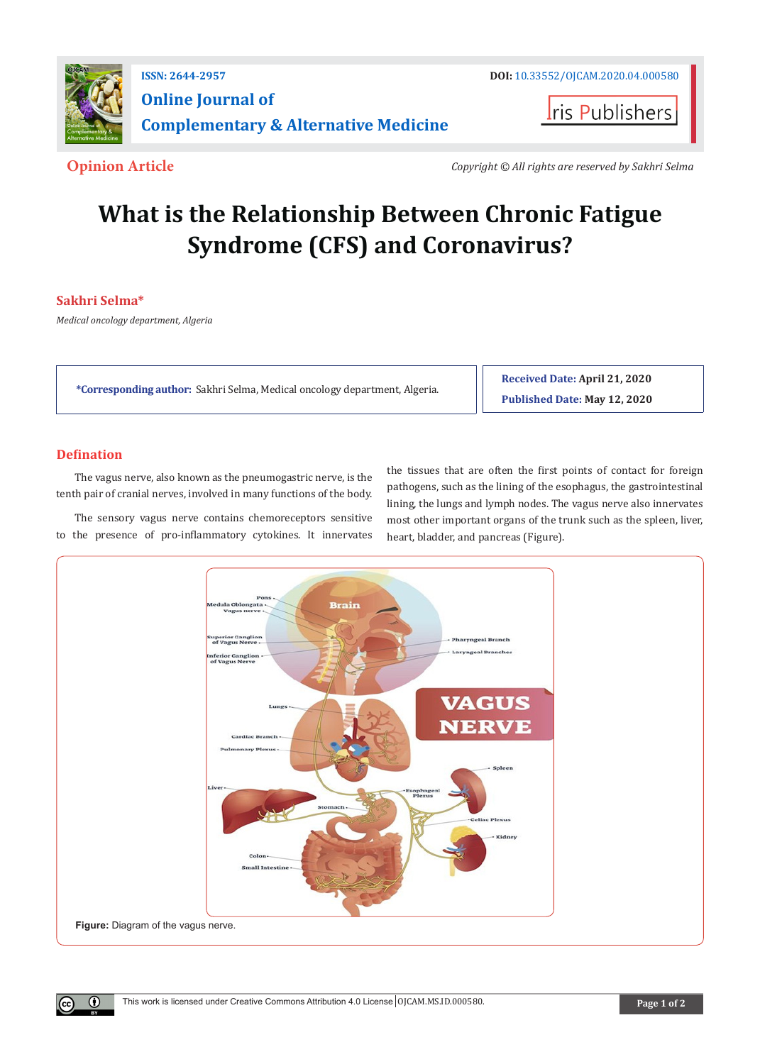ISSN: 2644-2957

DOI: 10.33552/OJCAM.2020.04.000580

**Online Journal of Complementary & Alternative Medicine**

Iris Publishers

**Opinion Article**

*Copyright © All rights are reserved by Sakhri Selma*

# What is the Relationship Between Chronic Fatigue Syndrome (CFS) and Coronavirus?

**Sakhri Selma***

*Medical oncology department, Algeria*

**\*Corresponding author:** Sakhri Selma, Medical oncology department, Algeria.

**Received Date:** April 21, 2020

**Published Date:** May 12, 2020

## Defination

The vagus nerve, also known as the pneumogastric nerve, is the tenth pair of cranial nerves, involved in many functions of the body.

The sensory vagus nerve contains chemoreceptors sensitive to the presence of pro-inflammatory cytokines. It innervates the tissues that are often the first points of contact for foreign pathogens, such as the lining of the esophagus, the gastrointestinal lining, the lungs and lymph nodes. The vagus nerve also innervates most other important organs of the trunk such as the spleen, liver, heart, bladder, and pancreas (Figure).

**Figure:** Diagram of the vagus nerve.

This work is licensed under Creative Commons Attribution 4.0 License | OJCAM.MS.ID.000580.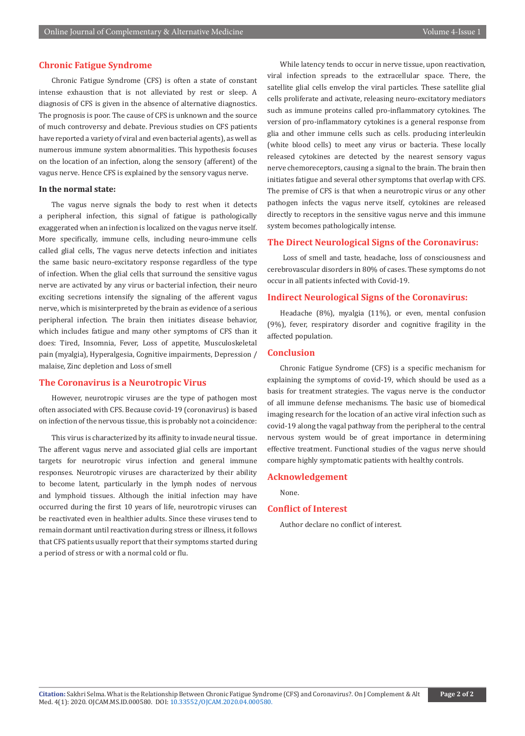## Chronic Fatigue Syndrome

Chronic Fatigue Syndrome (CFS) is often a state of constant intense exhaustion that is not alleviated by rest or sleep. A diagnosis of CFS is given in the absence of alternative diagnostics. The prognosis is poor. The cause of CFS is unknown and the source of much controversy and debate. Previous studies on CFS patients have reported a variety of viral and even bacterial agents), as well as numerous immune system abnormalities. This hypothesis focuses on the location of an infection, along the sensory (afferent) of the vagus nerve. Hence CFS is explained by the sensory vagus nerve.

### In the normal state:

The vagus nerve signals the body to rest when it detects a peripheral infection, this signal of fatigue is pathologically exaggerated when an infection is localized on the vagus nerve itself. More specifically, immune cells, including neuro-immune cells called glial cells, The vagus nerve detects infection and initiates the same basic neuro-excitatory response regardless of the type of infection. When the glial cells that surround the sensitive vagus nerve are activated by any virus or bacterial infection, their neuro exciting secretions intensify the signaling of the afferent vagus nerve, which is misinterpreted by the brain as evidence of a serious peripheral infection. The brain then initiates disease behavior, which includes fatigue and many other symptoms of CFS than it does: Tired, Insomnia, Fever, Loss of appetite, Musculoskeletal pain (myalgia), Hyperalgesia, Cognitive impairments, Depression / malaise, Zinc depletion and Loss of smell

## The Coronavirus is a Neurotropic Virus

However, neurotropic viruses are the type of pathogen most often associated with CFS. Because covid-19 (coronavirus) is based on infection of the nervous tissue, this is probably not a coincidence:

This virus is characterized by its affinity to invade neural tissue. The afferent vagus nerve and associated glial cells are important targets for neurotropic virus infection and general immune responses. Neurotropic viruses are characterized by their ability to become latent, particularly in the lymph nodes of nervous and lymphoid tissues. Although the initial infection may have occurred during the first 10 years of life, neurotropic viruses can be reactivated even in healthier adults. Since these viruses tend to remain dormant until reactivation during stress or illness, it follows that CFS patients usually report that their symptoms started during a period of stress or with a normal cold or flu.

While latency tends to occur in nerve tissue, upon reactivation, viral infection spreads to the extracellular space. There, the satellite glial cells envelop the viral particles. These satellite glial cells proliferate and activate, releasing neuro-excitatory mediators such as immune proteins called pro-inflammatory cytokines. The version of pro-inflammatory cytokines is a general response from glia and other immune cells such as cells. producing interleukin (white blood cells) to meet any virus or bacteria. These locally released cytokines are detected by the nearest sensory vagus nerve chemoreceptors, causing a signal to the brain. The brain then initiates fatigue and several other symptoms that overlap with CFS. The premise of CFS is that when a neurotropic virus or any other pathogen infects the vagus nerve itself, cytokines are released directly to receptors in the sensitive vagus nerve and this immune system becomes pathologically intense.

## The Direct Neurological Signs of the Coronavirus:

Loss of smell and taste, headache, loss of consciousness and cerebrovascular disorders in 80% of cases. These symptoms do not occur in all patients infected with Covid-19.

## Indirect Neurological Signs of the Coronavirus:

Headache (8%), myalgia (11%), or even, mental confusion (9%), fever, respiratory disorder and cognitive fragility in the affected population.

## Conclusion

Chronic Fatigue Syndrome (CFS) is a specific mechanism for explaining the symptoms of covid-19, which should be used as a basis for treatment strategies. The vagus nerve is the conductor of all immune defense mechanisms. The basic use of biomedical imaging research for the location of an active viral infection such as covid-19 along the vagal pathway from the peripheral to the central nervous system would be of great importance in determining effective treatment. Functional studies of the vagus nerve should compare highly symptomatic patients with healthy controls.

## Acknowledgement

None.

## Conflict of Interest

Author declare no conflict of interest.